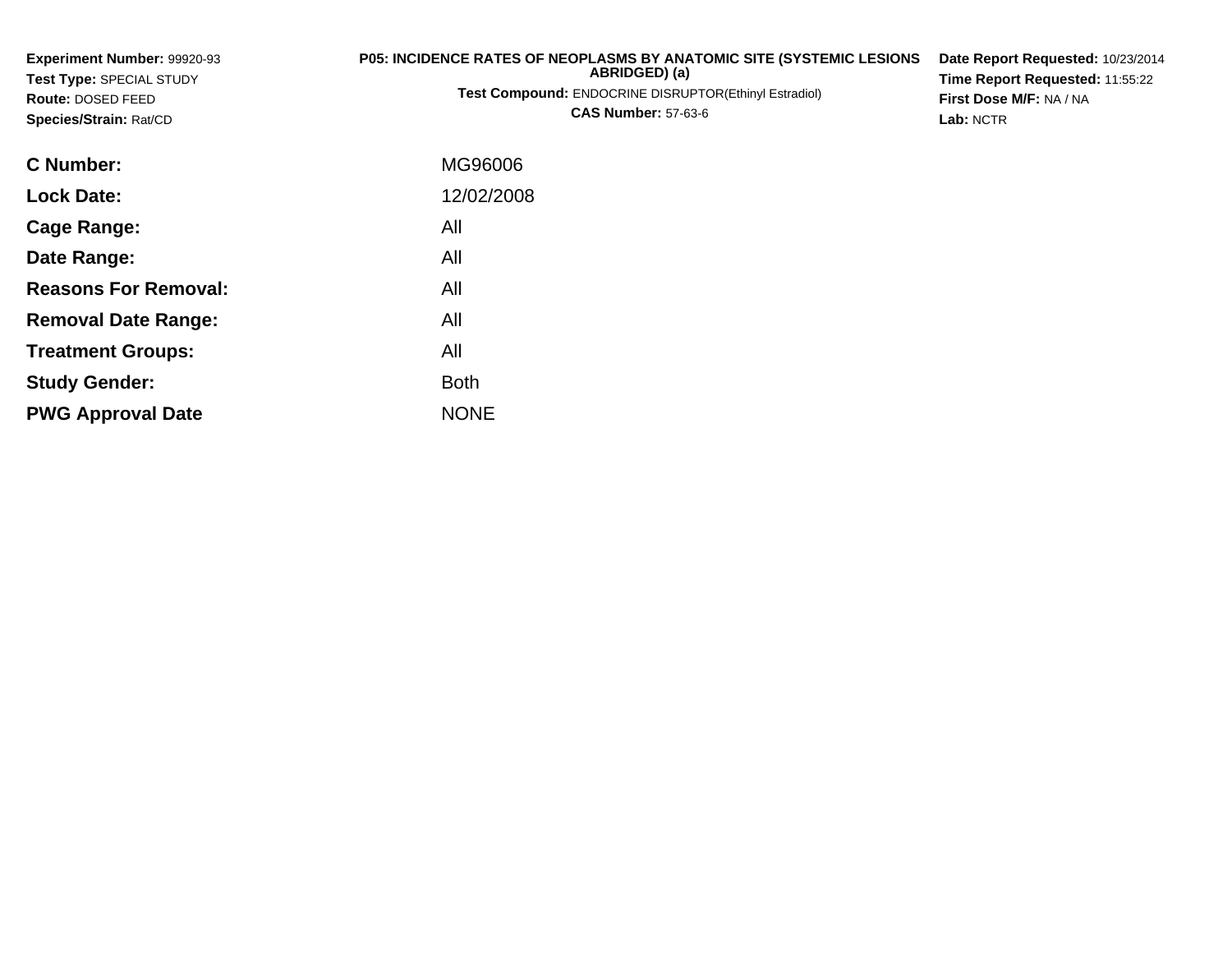**Experiment Number:** 99920-93
**Test Type:** SPECIAL STUDY
**Route:** DOSED FEED
**Species/Strain:** Rat/CD

**P05: INCIDENCE RATES OF NEOPLASMS BY ANATOMIC SITE (SYSTEMIC LESIONS ABRIDGED) (a)**
**Test Compound:** ENDOCRINE DISRUPTOR(Ethinyl Estradiol)
**CAS Number:** 57-63-6

**Date Report Requested:** 10/23/2014
**Time Report Requested:** 11:55:22
**First Dose M/F:** NA / NA
**Lab:** NCTR

| | |
|---|---|
| **C Number:** | MG96006 |
| **Lock Date:** | 12/02/2008 |
| **Cage Range:** | All |
| **Date Range:** | All |
| **Reasons For Removal:** | All |
| **Removal Date Range:** | All |
| **Treatment Groups:** | All |
| **Study Gender:** | Both |
| **PWG Approval Date** | NONE |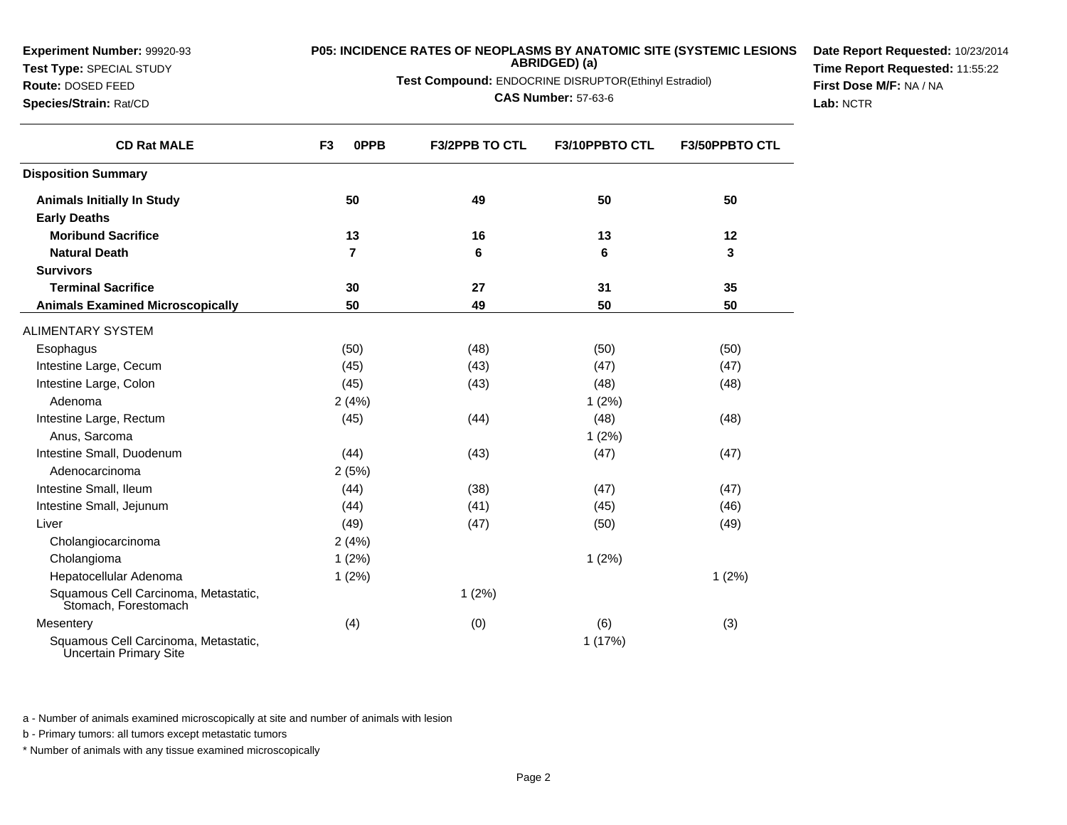**Experiment Number:** 99920-93
**Test Type:** SPECIAL STUDY
**Route:** DOSED FEED
**Species/Strain:** Rat/CD

**P05: INCIDENCE RATES OF NEOPLASMS BY ANATOMIC SITE (SYSTEMIC LESIONS ABRIDGED) (a)**
**Test Compound:** ENDOCRINE DISRUPTOR(Ethinyl Estradiol)
**CAS Number:** 57-63-6

**Date Report Requested:** 10/23/2014
**Time Report Requested:** 11:55:22
**First Dose M/F:** NA / NA
**Lab:** NCTR

| CD Rat MALE | F3 0PPB | F3/2PPB TO CTL | F3/10PPBTO CTL | F3/50PPBTO CTL |
|---|---|---|---|---|
| **Disposition Summary** | | | | |
| **Animals Initially In Study** | **50** | **49** | **50** | **50** |
| **Early Deaths** | | | | |
| **Moribund Sacrifice** | **13** | **16** | **13** | **12** |
| **Natural Death** | **7** | **6** | **6** | **3** |
| **Survivors** | | | | |
| **Terminal Sacrifice** | **30** | **27** | **31** | **35** |
| **Animals Examined Microscopically** | **50** | **49** | **50** | **50** |
| ALIMENTARY SYSTEM | | | | |
| Esophagus | (50) | (48) | (50) | (50) |
| Intestine Large, Cecum | (45) | (43) | (47) | (47) |
| Intestine Large, Colon | (45) | (43) | (48) | (48) |
| Adenoma | 2 (4%) | | 1 (2%) | |
| Intestine Large, Rectum | (45) | (44) | (48) | (48) |
| Anus, Sarcoma | | | 1 (2%) | |
| Intestine Small, Duodenum | (44) | (43) | (47) | (47) |
| Adenocarcinoma | 2 (5%) | | | |
| Intestine Small, Ileum | (44) | (38) | (47) | (47) |
| Intestine Small, Jejunum | (44) | (41) | (45) | (46) |
| Liver | (49) | (47) | (50) | (49) |
| Cholangiocarcinoma | 2 (4%) | | | |
| Cholangioma | 1 (2%) | | 1 (2%) | |
| Hepatocellular Adenoma | 1 (2%) | | | 1 (2%) |
| Squamous Cell Carcinoma, Metastatic, Stomach, Forestomach | | 1 (2%) | | |
| Mesentery | (4) | (0) | (6) | (3) |
| Squamous Cell Carcinoma, Metastatic, Uncertain Primary Site | | | 1 (17%) | |

a - Number of animals examined microscopically at site and number of animals with lesion

b - Primary tumors: all tumors except metastatic tumors

* Number of animals with any tissue examined microscopically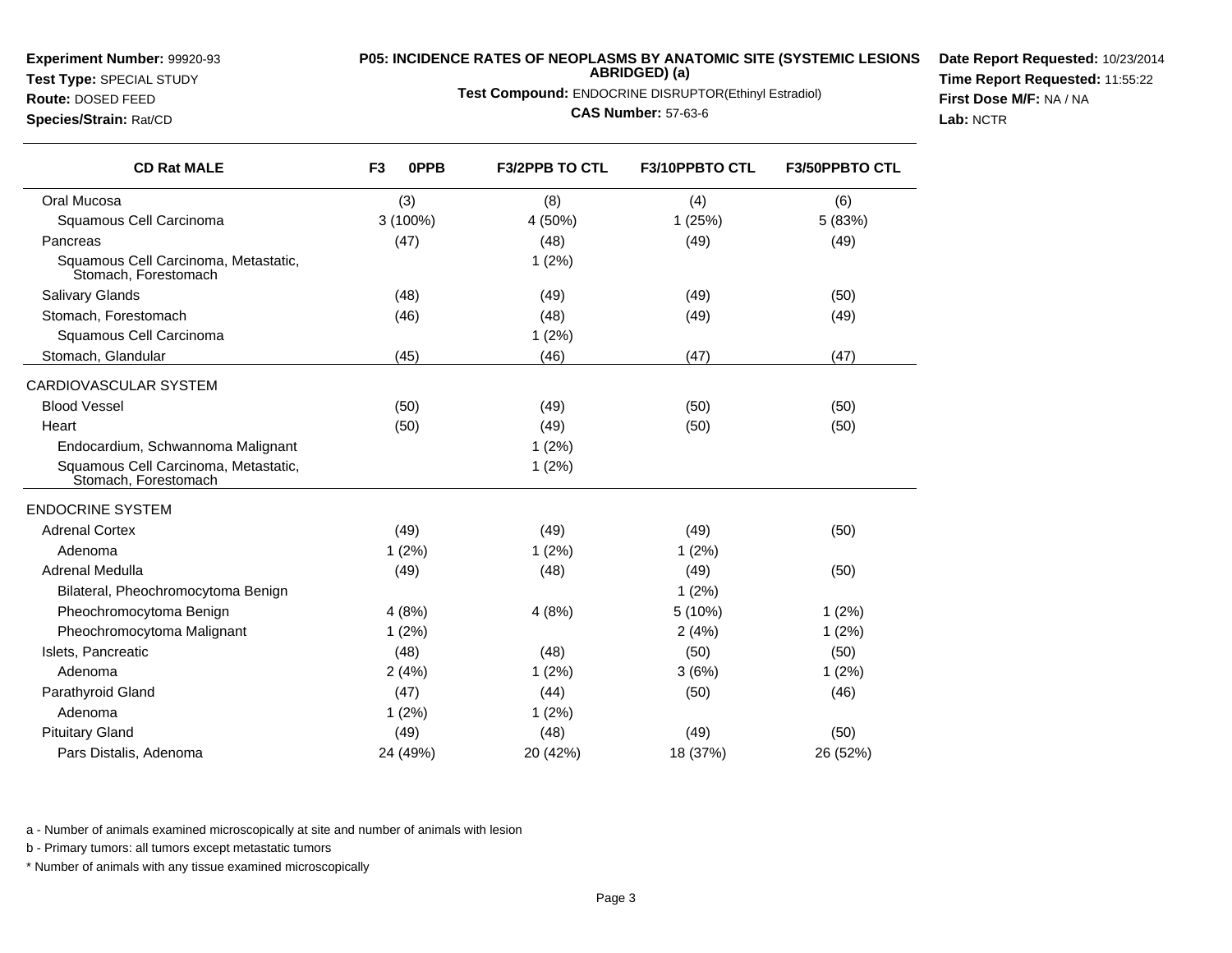**Experiment Number:** 99920-93
**Test Type:** SPECIAL STUDY
**Route:** DOSED FEED
**Species/Strain:** Rat/CD

**P05: INCIDENCE RATES OF NEOPLASMS BY ANATOMIC SITE (SYSTEMIC LESIONS ABRIDGED) (a)**

**Test Compound:** ENDOCRINE DISRUPTOR(Ethinyl Estradiol)

**CAS Number:** 57-63-6

**Date Report Requested:** 10/23/2014
**Time Report Requested:** 11:55:22
**First Dose M/F:** NA / NA
**Lab:** NCTR

| CD Rat MALE | F3 0PPB | F3/2PPB TO CTL | F3/10PPBTO CTL | F3/50PPBTO CTL |
|---|---|---|---|---|
| Oral Mucosa | (3) | (8) | (4) | (6) |
| Squamous Cell Carcinoma | 3 (100%) | 4 (50%) | 1 (25%) | 5 (83%) |
| Pancreas | (47) | (48) | (49) | (49) |
| Squamous Cell Carcinoma, Metastatic, Stomach, Forestomach | | 1 (2%) | | |
| Salivary Glands | (48) | (49) | (49) | (50) |
| Stomach, Forestomach | (46) | (48) | (49) | (49) |
| Squamous Cell Carcinoma | | 1 (2%) | | |
| Stomach, Glandular | (45) | (46) | (47) | (47) |
| CARDIOVASCULAR SYSTEM | | | | |
| Blood Vessel | (50) | (49) | (50) | (50) |
| Heart | (50) | (49) | (50) | (50) |
| Endocardium, Schwannoma Malignant | | 1 (2%) | | |
| Squamous Cell Carcinoma, Metastatic, Stomach, Forestomach | | 1 (2%) | | |
| ENDOCRINE SYSTEM | | | | |
| Adrenal Cortex | (49) | (49) | (49) | (50) |
| Adenoma | 1 (2%) | 1 (2%) | 1 (2%) | |
| Adrenal Medulla | (49) | (48) | (49) | (50) |
| Bilateral, Pheochromocytoma Benign | | | 1 (2%) | |
| Pheochromocytoma Benign | 4 (8%) | 4 (8%) | 5 (10%) | 1 (2%) |
| Pheochromocytoma Malignant | 1 (2%) | | 2 (4%) | 1 (2%) |
| Islets, Pancreatic | (48) | (48) | (50) | (50) |
| Adenoma | 2 (4%) | 1 (2%) | 3 (6%) | 1 (2%) |
| Parathyroid Gland | (47) | (44) | (50) | (46) |
| Adenoma | 1 (2%) | 1 (2%) | | |
| Pituitary Gland | (49) | (48) | (49) | (50) |
| Pars Distalis, Adenoma | 24 (49%) | 20 (42%) | 18 (37%) | 26 (52%) |

a - Number of animals examined microscopically at site and number of animals with lesion

b - Primary tumors: all tumors except metastatic tumors

* Number of animals with any tissue examined microscopically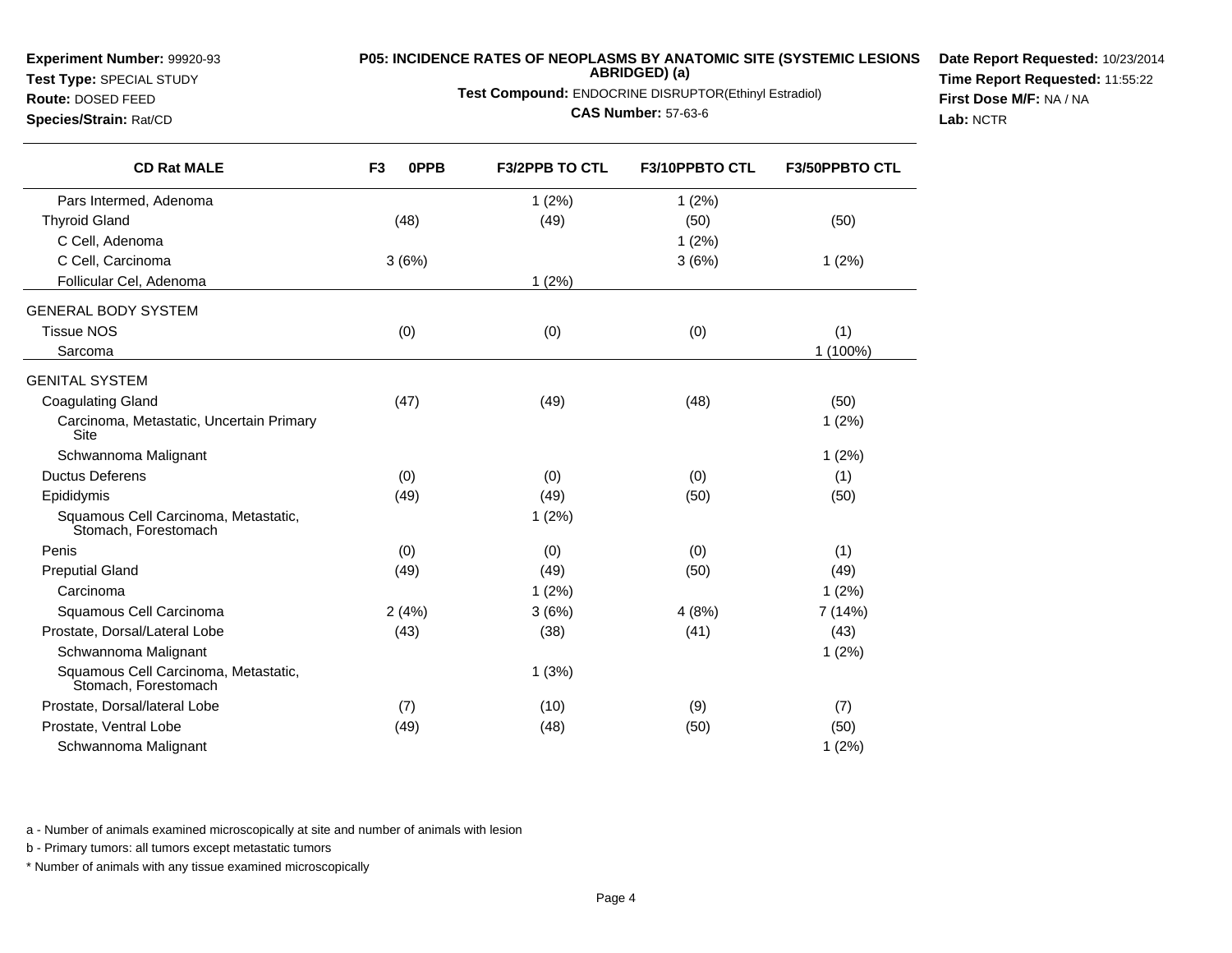**Experiment Number:** 99920-93
**Test Type:** SPECIAL STUDY
**Route:** DOSED FEED
**Species/Strain:** Rat/CD

**P05: INCIDENCE RATES OF NEOPLASMS BY ANATOMIC SITE (SYSTEMIC LESIONS ABRIDGED) (a)**
**Test Compound:** ENDOCRINE DISRUPTOR(Ethinyl Estradiol)
**CAS Number:** 57-63-6

**Date Report Requested:** 10/23/2014
**Time Report Requested:** 11:55:22
**First Dose M/F:** NA / NA
**Lab:** NCTR

| CD Rat MALE | F3 0PPB | F3/2PPB TO CTL | F3/10PPBTO CTL | F3/50PPBTO CTL |
|---|---|---|---|---|
| Pars Intermed, Adenoma | | 1 (2%) | 1 (2%) | |
| Thyroid Gland | (48) | (49) | (50) | (50) |
| C Cell, Adenoma | | | 1 (2%) | |
| C Cell, Carcinoma | 3 (6%) | | 3 (6%) | 1 (2%) |
| Follicular Cel, Adenoma | | 1 (2%) | | |
| GENERAL BODY SYSTEM | | | | |
| Tissue NOS | (0) | (0) | (0) | (1) |
| Sarcoma | | | | 1 (100%) |
| GENITAL SYSTEM | | | | |
| Coagulating Gland | (47) | (49) | (48) | (50) |
| Carcinoma, Metastatic, Uncertain Primary Site | | | | 1 (2%) |
| Schwannoma Malignant | | | | 1 (2%) |
| Ductus Deferens | (0) | (0) | (0) | (1) |
| Epididymis | (49) | (49) | (50) | (50) |
| Squamous Cell Carcinoma, Metastatic, Stomach, Forestomach | | 1 (2%) | | |
| Penis | (0) | (0) | (0) | (1) |
| Preputial Gland | (49) | (49) | (50) | (49) |
| Carcinoma | | 1 (2%) | | 1 (2%) |
| Squamous Cell Carcinoma | 2 (4%) | 3 (6%) | 4 (8%) | 7 (14%) |
| Prostate, Dorsal/Lateral Lobe | (43) | (38) | (41) | (43) |
| Schwannoma Malignant | | | | 1 (2%) |
| Squamous Cell Carcinoma, Metastatic, Stomach, Forestomach | | 1 (3%) | | |
| Prostate, Dorsal/lateral Lobe | (7) | (10) | (9) | (7) |
| Prostate, Ventral Lobe | (49) | (48) | (50) | (50) |
| Schwannoma Malignant | | | | 1 (2%) |

a - Number of animals examined microscopically at site and number of animals with lesion

b - Primary tumors: all tumors except metastatic tumors

* Number of animals with any tissue examined microscopically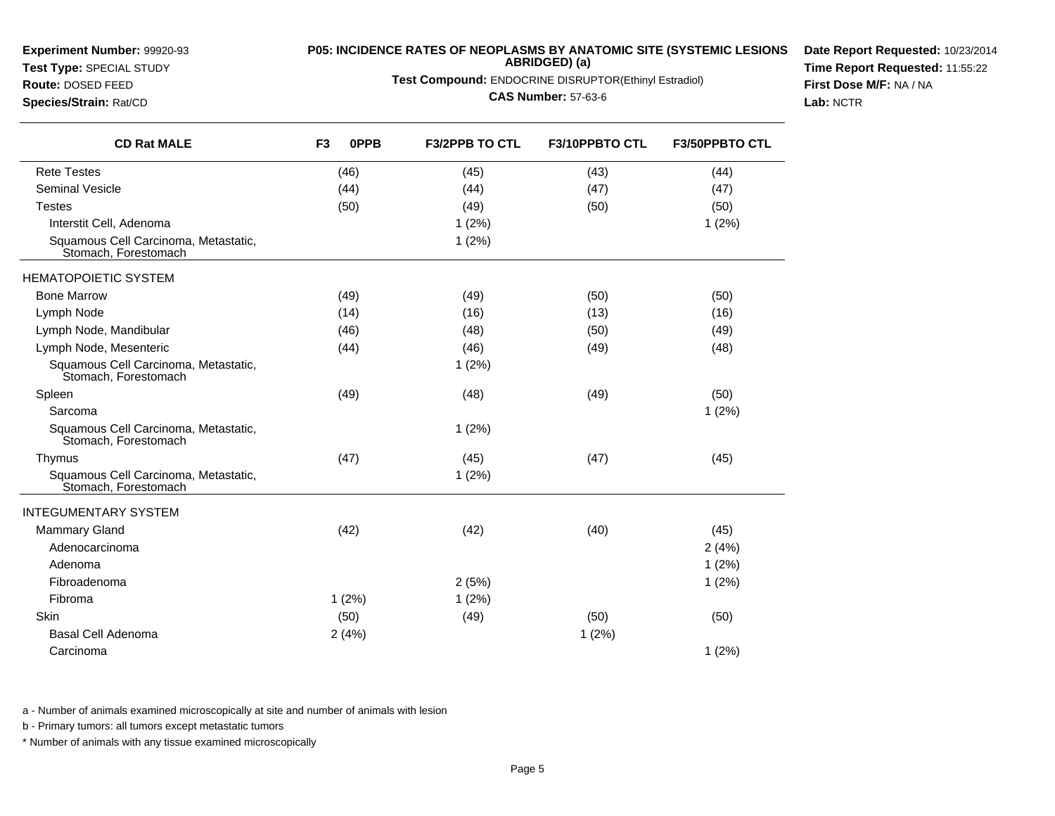**Experiment Number:** 99920-93
**Test Type:** SPECIAL STUDY
**Route:** DOSED FEED
**Species/Strain:** Rat/CD

**P05: INCIDENCE RATES OF NEOPLASMS BY ANATOMIC SITE (SYSTEMIC LESIONS ABRIDGED) (a)**

**Test Compound:** ENDOCRINE DISRUPTOR(Ethinyl Estradiol)

**CAS Number:** 57-63-6

**Date Report Requested:** 10/23/2014
**Time Report Requested:** 11:55:22
**First Dose M/F:** NA / NA
**Lab:** NCTR

| CD Rat MALE | F3 0PPB | F3/2PPB TO CTL | F3/10PPBTO CTL | F3/50PPBTO CTL |
|---|---|---|---|---|
| Rete Testes | (46) | (45) | (43) | (44) |
| Seminal Vesicle | (44) | (44) | (47) | (47) |
| Testes | (50) | (49) | (50) | (50) |
| Interstit Cell, Adenoma | | 1 (2%) | | 1 (2%) |
| Squamous Cell Carcinoma, Metastatic, Stomach, Forestomach | | 1 (2%) | | |
| HEMATOPOIETIC SYSTEM | | | | |
| Bone Marrow | (49) | (49) | (50) | (50) |
| Lymph Node | (14) | (16) | (13) | (16) |
| Lymph Node, Mandibular | (46) | (48) | (50) | (49) |
| Lymph Node, Mesenteric | (44) | (46) | (49) | (48) |
| Squamous Cell Carcinoma, Metastatic, Stomach, Forestomach | | 1 (2%) | | |
| Spleen | (49) | (48) | (49) | (50) |
| Sarcoma | | | | 1 (2%) |
| Squamous Cell Carcinoma, Metastatic, Stomach, Forestomach | | 1 (2%) | | |
| Thymus | (47) | (45) | (47) | (45) |
| Squamous Cell Carcinoma, Metastatic, Stomach, Forestomach | | 1 (2%) | | |
| INTEGUMENTARY SYSTEM | | | | |
| Mammary Gland | (42) | (42) | (40) | (45) |
| Adenocarcinoma | | | | 2 (4%) |
| Adenoma | | | | 1 (2%) |
| Fibroadenoma | | 2 (5%) | | 1 (2%) |
| Fibroma | 1 (2%) | 1 (2%) | | |
| Skin | (50) | (49) | (50) | (50) |
| Basal Cell Adenoma | 2 (4%) | | 1 (2%) | |
| Carcinoma | | | | 1 (2%) |

a - Number of animals examined microscopically at site and number of animals with lesion

b - Primary tumors: all tumors except metastatic tumors

* Number of animals with any tissue examined microscopically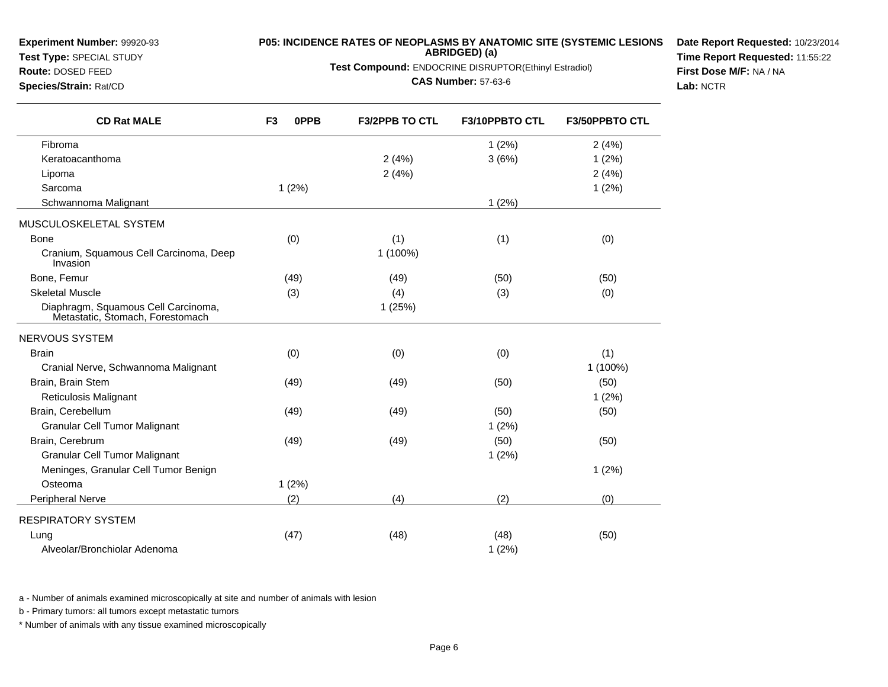**Experiment Number:** 99920-93
**Test Type:** SPECIAL STUDY
**Route:** DOSED FEED
**Species/Strain:** Rat/CD

**P05: INCIDENCE RATES OF NEOPLASMS BY ANATOMIC SITE (SYSTEMIC LESIONS ABRIDGED) (a)**

**Test Compound:** ENDOCRINE DISRUPTOR(Ethinyl Estradiol)

**CAS Number:** 57-63-6

**Date Report Requested:** 10/23/2014
**Time Report Requested:** 11:55:22
**First Dose M/F:** NA / NA
**Lab:** NCTR

| CD Rat MALE | F3 0PPB | F3/2PPB TO CTL | F3/10PPBTO CTL | F3/50PPBTO CTL |
|---|---|---|---|---|
| Fibroma | | | 1 (2%) | 2 (4%) |
| Keratoacanthoma | | 2 (4%) | 3 (6%) | 1 (2%) |
| Lipoma | | 2 (4%) | | 2 (4%) |
| Sarcoma | 1 (2%) | | | 1 (2%) |
| Schwannoma Malignant | | | 1 (2%) | |
| MUSCULOSKELETAL SYSTEM | | | | |
| Bone | (0) | (1) | (1) | (0) |
| Cranium, Squamous Cell Carcinoma, Deep Invasion | | 1 (100%) | | |
| Bone, Femur | (49) | (49) | (50) | (50) |
| Skeletal Muscle | (3) | (4) | (3) | (0) |
| Diaphragm, Squamous Cell Carcinoma, Metastatic, Stomach, Forestomach | | 1 (25%) | | |
| NERVOUS SYSTEM | | | | |
| Brain | (0) | (0) | (0) | (1) |
| Cranial Nerve, Schwannoma Malignant | | | | 1 (100%) |
| Brain, Brain Stem | (49) | (49) | (50) | (50) |
| Reticulosis Malignant | | | | 1 (2%) |
| Brain, Cerebellum | (49) | (49) | (50) | (50) |
| Granular Cell Tumor Malignant | | | 1 (2%) | |
| Brain, Cerebrum | (49) | (49) | (50) | (50) |
| Granular Cell Tumor Malignant | | | 1 (2%) | |
| Meninges, Granular Cell Tumor Benign | | | | 1 (2%) |
| Osteoma | 1 (2%) | | | |
| Peripheral Nerve | (2) | (4) | (2) | (0) |
| RESPIRATORY SYSTEM | | | | |
| Lung | (47) | (48) | (48) | (50) |
| Alveolar/Bronchiolar Adenoma | | | 1 (2%) | |

a - Number of animals examined microscopically at site and number of animals with lesion

b - Primary tumors: all tumors except metastatic tumors

* Number of animals with any tissue examined microscopically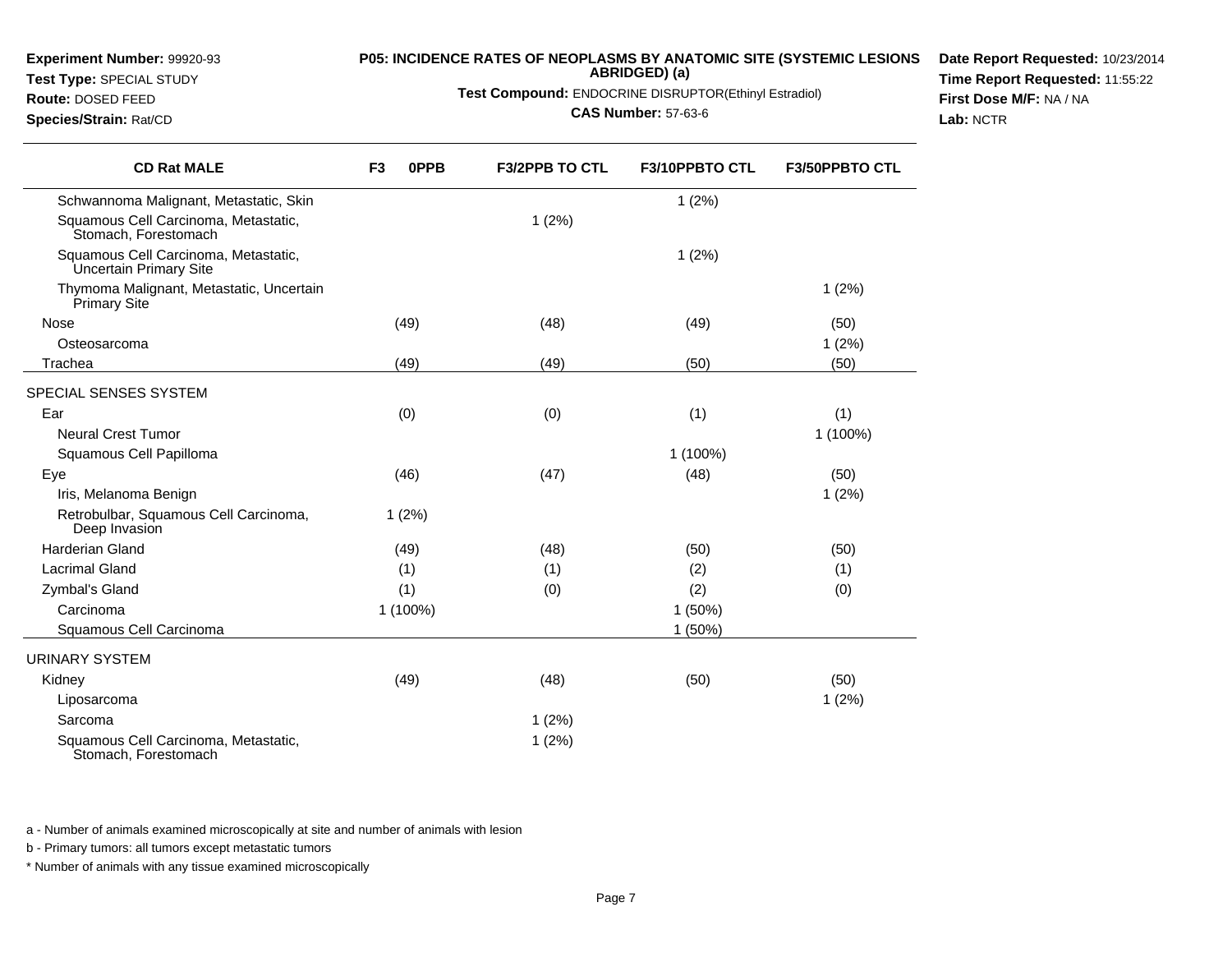**Experiment Number:** 99920-93
**Test Type:** SPECIAL STUDY
**Route:** DOSED FEED
**Species/Strain:** Rat/CD

**P05: INCIDENCE RATES OF NEOPLASMS BY ANATOMIC SITE (SYSTEMIC LESIONS ABRIDGED) (a)**
**Test Compound:** ENDOCRINE DISRUPTOR(Ethinyl Estradiol)
**CAS Number:** 57-63-6

**Date Report Requested:** 10/23/2014
**Time Report Requested:** 11:55:22
**First Dose M/F:** NA / NA
**Lab:** NCTR

| CD Rat MALE | F3 0PPB | F3/2PPB TO CTL | F3/10PPBTO CTL | F3/50PPBTO CTL |
|---|---|---|---|---|
| Schwannoma Malignant, Metastatic, Skin | | | 1 (2%) | |
| Squamous Cell Carcinoma, Metastatic, Stomach, Forestomach | | 1 (2%) | | |
| Squamous Cell Carcinoma, Metastatic, Uncertain Primary Site | | | 1 (2%) | |
| Thymoma Malignant, Metastatic, Uncertain Primary Site | | | | 1 (2%) |
| Nose | (49) | (48) | (49) | (50) |
| Osteosarcoma | | | | 1 (2%) |
| Trachea | (49) | (49) | (50) | (50) |
| SPECIAL SENSES SYSTEM | | | | |
| Ear | (0) | (0) | (1) | (1) |
| Neural Crest Tumor | | | | 1 (100%) |
| Squamous Cell Papilloma | | | 1 (100%) | |
| Eye | (46) | (47) | (48) | (50) |
| Iris, Melanoma Benign | | | | 1 (2%) |
| Retrobulbar, Squamous Cell Carcinoma, Deep Invasion | 1 (2%) | | | |
| Harderian Gland | (49) | (48) | (50) | (50) |
| Lacrimal Gland | (1) | (1) | (2) | (1) |
| Zymbal's Gland | (1) | (0) | (2) | (0) |
| Carcinoma | 1 (100%) | | 1 (50%) | |
| Squamous Cell Carcinoma | | | 1 (50%) | |
| URINARY SYSTEM | | | | |
| Kidney | (49) | (48) | (50) | (50) |
| Liposarcoma | | | | 1 (2%) |
| Sarcoma | | 1 (2%) | | |
| Squamous Cell Carcinoma, Metastatic, Stomach, Forestomach | | 1 (2%) | | |

a - Number of animals examined microscopically at site and number of animals with lesion

b - Primary tumors: all tumors except metastatic tumors

* Number of animals with any tissue examined microscopically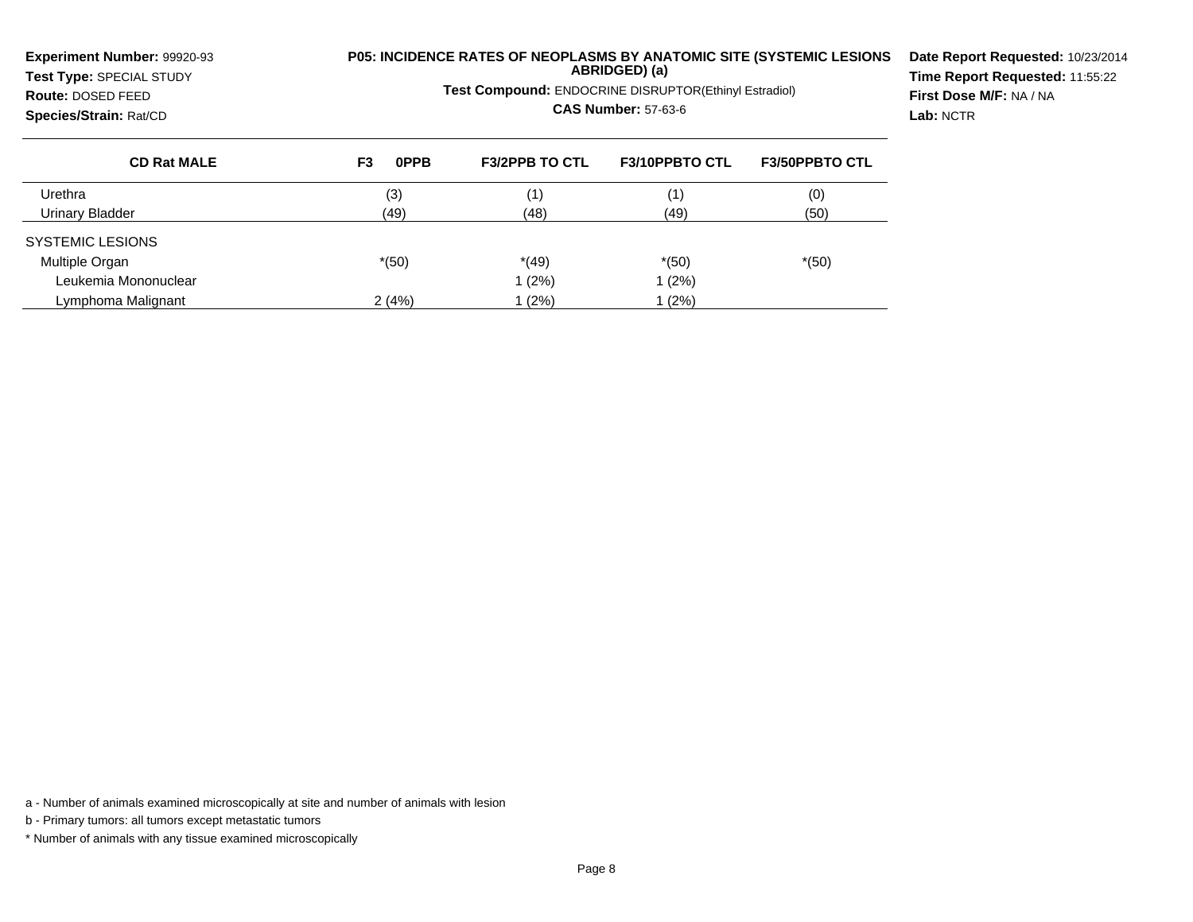**Experiment Number:** 99920-93
**Test Type:** SPECIAL STUDY
**Route:** DOSED FEED
**Species/Strain:** Rat/CD

**P05: INCIDENCE RATES OF NEOPLASMS BY ANATOMIC SITE (SYSTEMIC LESIONS ABRIDGED) (a)**

**Test Compound:** ENDOCRINE DISRUPTOR(Ethinyl Estradiol)

**CAS Number:** 57-63-6

**Date Report Requested:** 10/23/2014
**Time Report Requested:** 11:55:22
**First Dose M/F:** NA / NA
**Lab:** NCTR

| CD Rat MALE | F3 0PPB | F3/2PPB TO CTL | F3/10PPBTO CTL | F3/50PPBTO CTL |
|---|---|---|---|---|
| Urethra | (3) | (1) | (1) | (0) |
| Urinary Bladder | (49) | (48) | (49) | (50) |
| SYSTEMIC LESIONS | | | | |
| Multiple Organ | *(50) | *(49) | *(50) | *(50) |
| Leukemia Mononuclear | | 1 (2%) | 1 (2%) | |
| Lymphoma Malignant | 2 (4%) | 1 (2%) | 1 (2%) | |

a - Number of animals examined microscopically at site and number of animals with lesion

b - Primary tumors: all tumors except metastatic tumors

* Number of animals with any tissue examined microscopically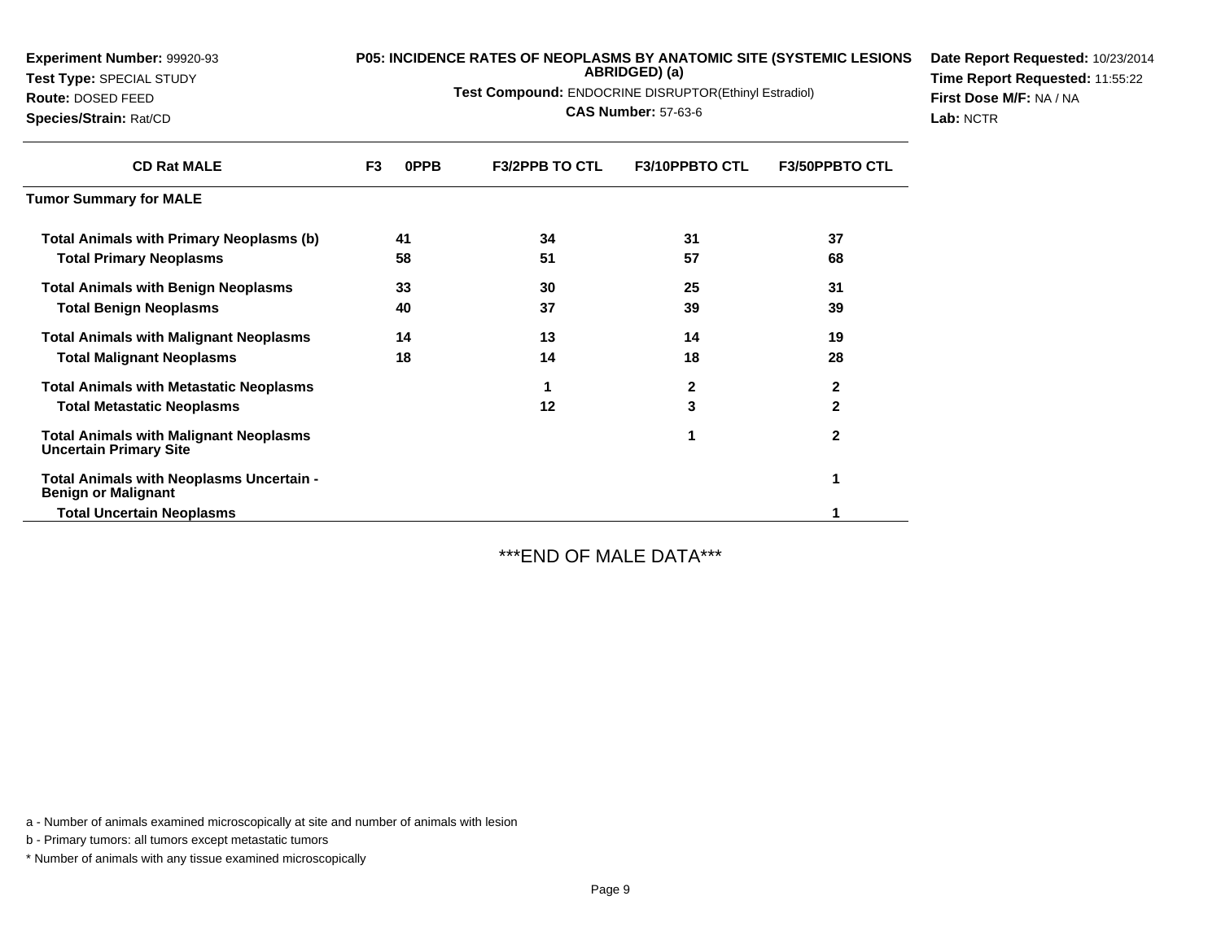**Experiment Number:** 99920-93
**Test Type:** SPECIAL STUDY
**Route:** DOSED FEED
**Species/Strain:** Rat/CD

**P05: INCIDENCE RATES OF NEOPLASMS BY ANATOMIC SITE (SYSTEMIC LESIONS ABRIDGED) (a)**

**Test Compound:** ENDOCRINE DISRUPTOR(Ethinyl Estradiol)

**CAS Number:** 57-63-6

**Date Report Requested:** 10/23/2014
**Time Report Requested:** 11:55:22
**First Dose M/F:** NA / NA
**Lab:** NCTR

| CD Rat MALE | F3 0PPB | F3/2PPB TO CTL | F3/10PPBTO CTL | F3/50PPBTO CTL |
|---|---|---|---|---|
| **Tumor Summary for MALE** | | | | |
| **Total Animals with Primary Neoplasms (b)** | 41 | 34 | 31 | 37 |
| **Total Primary Neoplasms** | 58 | 51 | 57 | 68 |
| **Total Animals with Benign Neoplasms** | 33 | 30 | 25 | 31 |
| **Total Benign Neoplasms** | 40 | 37 | 39 | 39 |
| **Total Animals with Malignant Neoplasms** | 14 | 13 | 14 | 19 |
| **Total Malignant Neoplasms** | 18 | 14 | 18 | 28 |
| **Total Animals with Metastatic Neoplasms** | | 1 | 2 | 2 |
| **Total Metastatic Neoplasms** | | 12 | 3 | 2 |
| **Total Animals with Malignant Neoplasms Uncertain Primary Site** | | | 1 | 2 |
| **Total Animals with Neoplasms Uncertain - Benign or Malignant** | | | | 1 |
| **Total Uncertain Neoplasms** | | | | 1 |

\*\*\*END OF MALE DATA\*\*\*

a - Number of animals examined microscopically at site and number of animals with lesion

b - Primary tumors: all tumors except metastatic tumors

\* Number of animals with any tissue examined microscopically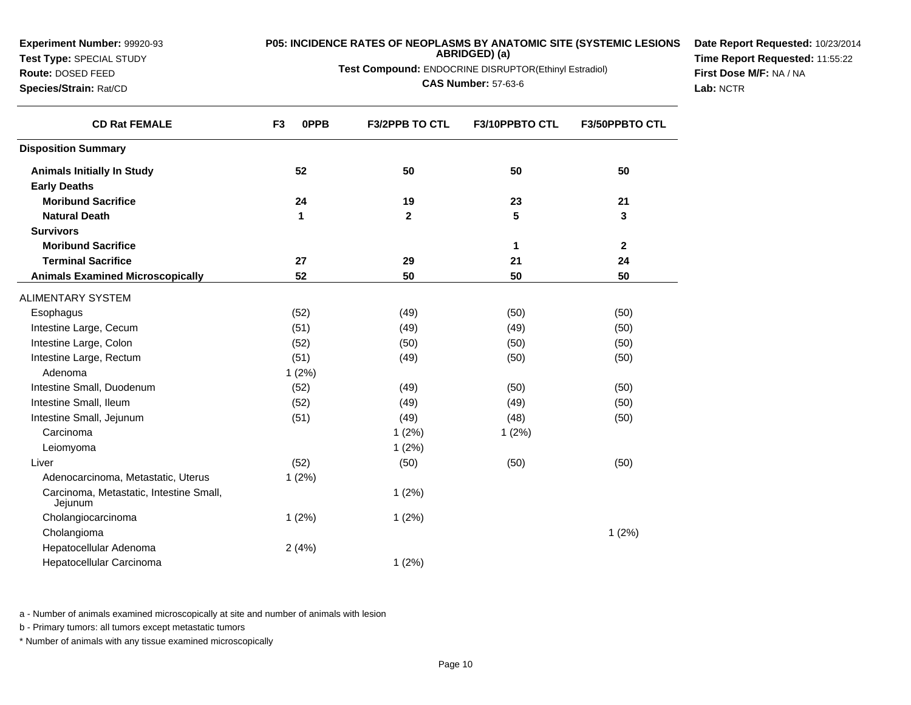**Experiment Number:** 99920-93
**Test Type:** SPECIAL STUDY
**Route:** DOSED FEED
**Species/Strain:** Rat/CD

**P05: INCIDENCE RATES OF NEOPLASMS BY ANATOMIC SITE (SYSTEMIC LESIONS ABRIDGED) (a)**

**Test Compound:** ENDOCRINE DISRUPTOR(Ethinyl Estradiol)

**CAS Number:** 57-63-6

**Date Report Requested:** 10/23/2014
**Time Report Requested:** 11:55:22
**First Dose M/F:** NA / NA
**Lab:** NCTR

| CD Rat FEMALE | F3 0PPB | F3/2PPB TO CTL | F3/10PPBTO CTL | F3/50PPBTO CTL |
|---|---|---|---|---|
| **Disposition Summary** | | | | |
| **Animals Initially In Study** | **52** | **50** | **50** | **50** |
| **Early Deaths** | | | | |
| **Moribund Sacrifice** | **24** | **19** | **23** | **21** |
| **Natural Death** | **1** | **2** | **5** | **3** |
| **Survivors** | | | | |
| **Moribund Sacrifice** | | | **1** | **2** |
| **Terminal Sacrifice** | **27** | **29** | **21** | **24** |
| **Animals Examined Microscopically** | **52** | **50** | **50** | **50** |
| ALIMENTARY SYSTEM | | | | |
| Esophagus | (52) | (49) | (50) | (50) |
| Intestine Large, Cecum | (51) | (49) | (49) | (50) |
| Intestine Large, Colon | (52) | (50) | (50) | (50) |
| Intestine Large, Rectum | (51) | (49) | (50) | (50) |
| Adenoma | 1 (2%) | | | |
| Intestine Small, Duodenum | (52) | (49) | (50) | (50) |
| Intestine Small, Ileum | (52) | (49) | (49) | (50) |
| Intestine Small, Jejunum | (51) | (49) | (48) | (50) |
| Carcinoma | | 1 (2%) | 1 (2%) | |
| Leiomyoma | | 1 (2%) | | |
| Liver | (52) | (50) | (50) | (50) |
| Adenocarcinoma, Metastatic, Uterus | 1 (2%) | | | |
| Carcinoma, Metastatic, Intestine Small, Jejunum | | 1 (2%) | | |
| Cholangiocarcinoma | 1 (2%) | 1 (2%) | | |
| Cholangioma | | | | 1 (2%) |
| Hepatocellular Adenoma | 2 (4%) | | | |
| Hepatocellular Carcinoma | | 1 (2%) | | |

a - Number of animals examined microscopically at site and number of animals with lesion

b - Primary tumors: all tumors except metastatic tumors

* Number of animals with any tissue examined microscopically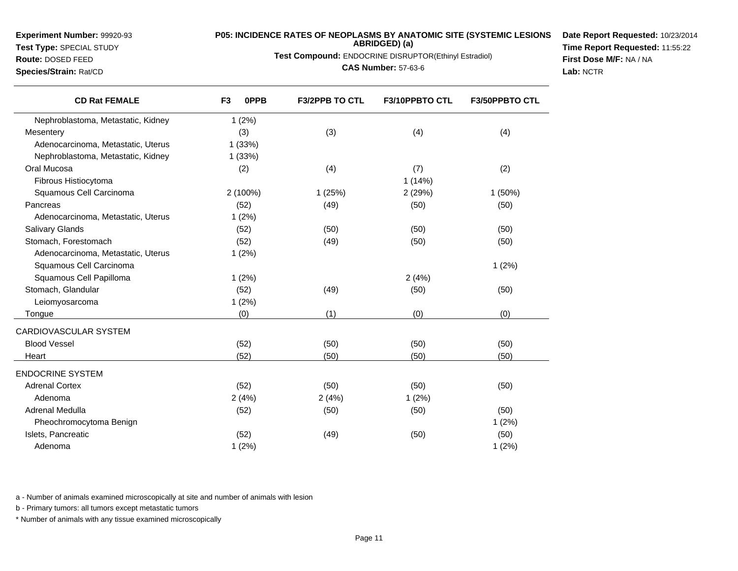**Experiment Number:** 99920-93
**Test Type:** SPECIAL STUDY
**Route:** DOSED FEED
**Species/Strain:** Rat/CD

**P05: INCIDENCE RATES OF NEOPLASMS BY ANATOMIC SITE (SYSTEMIC LESIONS ABRIDGED) (a)**
**Test Compound:** ENDOCRINE DISRUPTOR(Ethinyl Estradiol)
**CAS Number:** 57-63-6

**Date Report Requested:** 10/23/2014
**Time Report Requested:** 11:55:22
**First Dose M/F:** NA / NA
**Lab:** NCTR

| CD Rat FEMALE | F3 0PPB | F3/2PPB TO CTL | F3/10PPBTO CTL | F3/50PPBTO CTL |
|---|---|---|---|---|
| Nephroblastoma, Metastatic, Kidney | 1 (2%) | | | |
| Mesentery | (3) | (3) | (4) | (4) |
| Adenocarcinoma, Metastatic, Uterus | 1 (33%) | | | |
| Nephroblastoma, Metastatic, Kidney | 1 (33%) | | | |
| Oral Mucosa | (2) | (4) | (7) | (2) |
| Fibrous Histiocytoma | | | 1 (14%) | |
| Squamous Cell Carcinoma | 2 (100%) | 1 (25%) | 2 (29%) | 1 (50%) |
| Pancreas | (52) | (49) | (50) | (50) |
| Adenocarcinoma, Metastatic, Uterus | 1 (2%) | | | |
| Salivary Glands | (52) | (50) | (50) | (50) |
| Stomach, Forestomach | (52) | (49) | (50) | (50) |
| Adenocarcinoma, Metastatic, Uterus | 1 (2%) | | | |
| Squamous Cell Carcinoma | | | | 1 (2%) |
| Squamous Cell Papilloma | 1 (2%) | | 2 (4%) | |
| Stomach, Glandular | (52) | (49) | (50) | (50) |
| Leiomyosarcoma | 1 (2%) | | | |
| Tongue | (0) | (1) | (0) | (0) |
| CARDIOVASCULAR SYSTEM | | | | |
| Blood Vessel | (52) | (50) | (50) | (50) |
| Heart | (52) | (50) | (50) | (50) |
| ENDOCRINE SYSTEM | | | | |
| Adrenal Cortex | (52) | (50) | (50) | (50) |
| Adenoma | 2 (4%) | 2 (4%) | 1 (2%) | |
| Adrenal Medulla | (52) | (50) | (50) | (50) |
| Pheochromocytoma Benign | | | | 1 (2%) |
| Islets, Pancreatic | (52) | (49) | (50) | (50) |
| Adenoma | 1 (2%) | | | 1 (2%) |

a - Number of animals examined microscopically at site and number of animals with lesion

b - Primary tumors: all tumors except metastatic tumors

* Number of animals with any tissue examined microscopically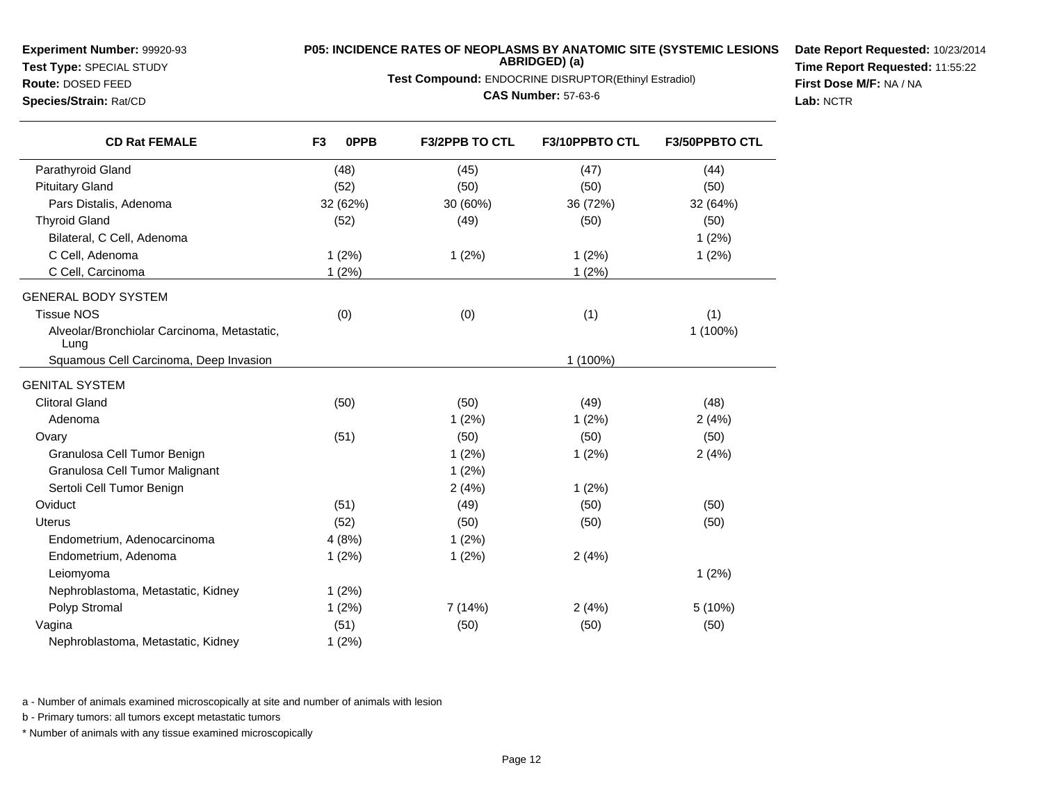**Experiment Number:** 99920-93
**Test Type:** SPECIAL STUDY
**Route:** DOSED FEED
**Species/Strain:** Rat/CD

**P05: INCIDENCE RATES OF NEOPLASMS BY ANATOMIC SITE (SYSTEMIC LESIONS ABRIDGED) (a)**

**Test Compound:** ENDOCRINE DISRUPTOR(Ethinyl Estradiol)

**CAS Number:** 57-63-6

**Date Report Requested:** 10/23/2014
**Time Report Requested:** 11:55:22
**First Dose M/F:** NA / NA
**Lab:** NCTR

| CD Rat FEMALE | F3 0PPB | F3/2PPB TO CTL | F3/10PPBTO CTL | F3/50PPBTO CTL |
|---|---|---|---|---|
| Parathyroid Gland | (48) | (45) | (47) | (44) |
| Pituitary Gland | (52) | (50) | (50) | (50) |
| Pars Distalis, Adenoma | 32 (62%) | 30 (60%) | 36 (72%) | 32 (64%) |
| Thyroid Gland | (52) | (49) | (50) | (50) |
| Bilateral, C Cell, Adenoma | | | | 1 (2%) |
| C Cell, Adenoma | 1 (2%) | 1 (2%) | 1 (2%) | 1 (2%) |
| C Cell, Carcinoma | 1 (2%) | | 1 (2%) | |
| GENERAL BODY SYSTEM | | | | |
| Tissue NOS | (0) | (0) | (1) | (1) |
| Alveolar/Bronchiolar Carcinoma, Metastatic, Lung | | | | 1 (100%) |
| Squamous Cell Carcinoma, Deep Invasion | | | 1 (100%) | |
| GENITAL SYSTEM | | | | |
| Clitoral Gland | (50) | (50) | (49) | (48) |
| Adenoma | | 1 (2%) | 1 (2%) | 2 (4%) |
| Ovary | (51) | (50) | (50) | (50) |
| Granulosa Cell Tumor Benign | | 1 (2%) | 1 (2%) | 2 (4%) |
| Granulosa Cell Tumor Malignant | | 1 (2%) | | |
| Sertoli Cell Tumor Benign | | 2 (4%) | 1 (2%) | |
| Oviduct | (51) | (49) | (50) | (50) |
| Uterus | (52) | (50) | (50) | (50) |
| Endometrium, Adenocarcinoma | 4 (8%) | 1 (2%) | | |
| Endometrium, Adenoma | 1 (2%) | 1 (2%) | 2 (4%) | |
| Leiomyoma | | | | 1 (2%) |
| Nephroblastoma, Metastatic, Kidney | 1 (2%) | | | |
| Polyp Stromal | 1 (2%) | 7 (14%) | 2 (4%) | 5 (10%) |
| Vagina | (51) | (50) | (50) | (50) |
| Nephroblastoma, Metastatic, Kidney | 1 (2%) | | | |

a - Number of animals examined microscopically at site and number of animals with lesion

b - Primary tumors: all tumors except metastatic tumors

* Number of animals with any tissue examined microscopically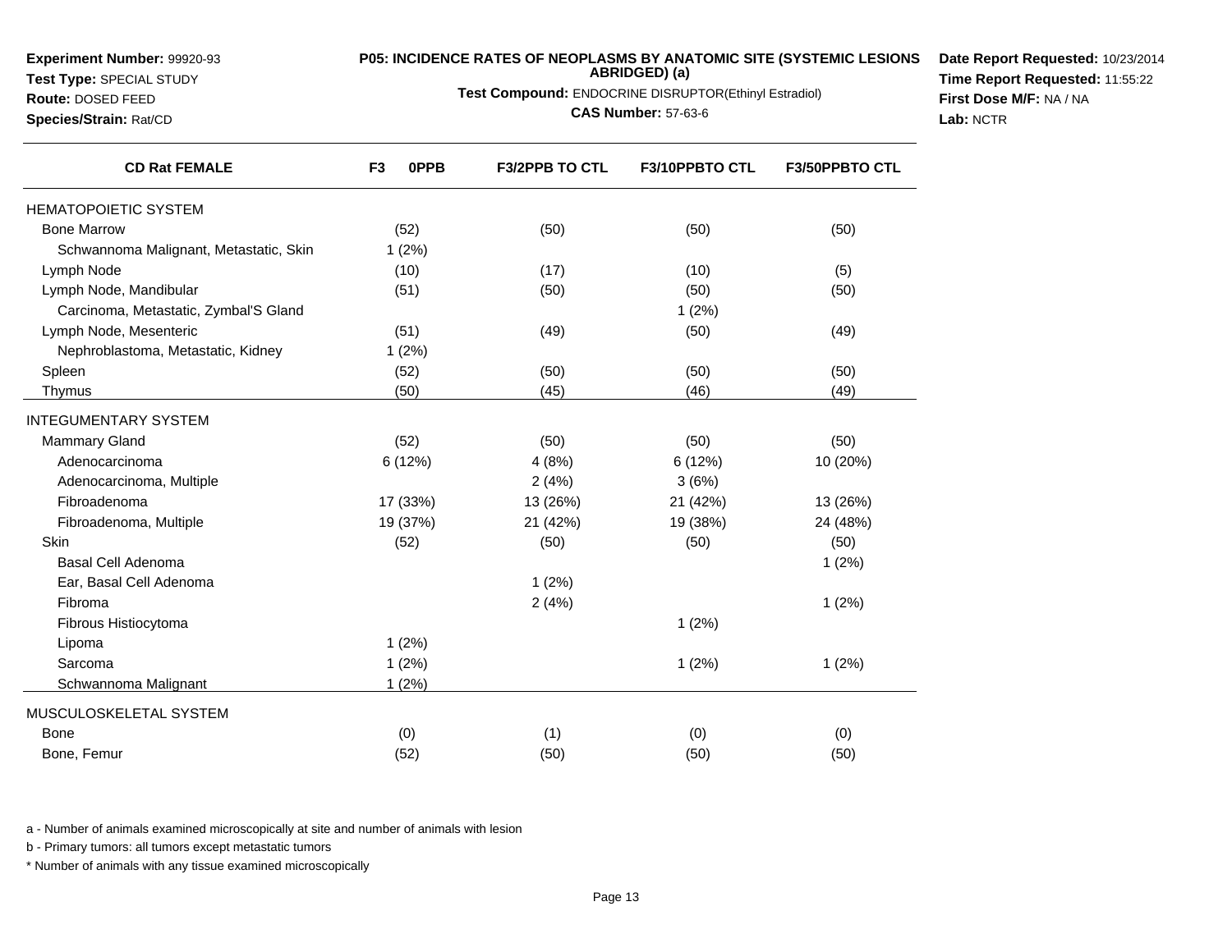**Experiment Number:** 99920-93
**Test Type:** SPECIAL STUDY
**Route:** DOSED FEED
**Species/Strain:** Rat/CD

**P05: INCIDENCE RATES OF NEOPLASMS BY ANATOMIC SITE (SYSTEMIC LESIONS ABRIDGED) (a)**

**Test Compound:** ENDOCRINE DISRUPTOR(Ethinyl Estradiol)

**CAS Number:** 57-63-6

**Date Report Requested:** 10/23/2014
**Time Report Requested:** 11:55:22
**First Dose M/F:** NA / NA
**Lab:** NCTR

| CD Rat FEMALE | F3 0PPB | F3/2PPB TO CTL | F3/10PPBTO CTL | F3/50PPBTO CTL |
|---|---|---|---|---|
| HEMATOPOIETIC SYSTEM | | | | |
| Bone Marrow | (52) | (50) | (50) | (50) |
| Schwannoma Malignant, Metastatic, Skin | 1 (2%) | | | |
| Lymph Node | (10) | (17) | (10) | (5) |
| Lymph Node, Mandibular | (51) | (50) | (50) | (50) |
| Carcinoma, Metastatic, Zymbal'S Gland | | | 1 (2%) | |
| Lymph Node, Mesenteric | (51) | (49) | (50) | (49) |
| Nephroblastoma, Metastatic, Kidney | 1 (2%) | | | |
| Spleen | (52) | (50) | (50) | (50) |
| Thymus | (50) | (45) | (46) | (49) |
| INTEGUMENTARY SYSTEM | | | | |
| Mammary Gland | (52) | (50) | (50) | (50) |
| Adenocarcinoma | 6 (12%) | 4 (8%) | 6 (12%) | 10 (20%) |
| Adenocarcinoma, Multiple | | 2 (4%) | 3 (6%) | |
| Fibroadenoma | 17 (33%) | 13 (26%) | 21 (42%) | 13 (26%) |
| Fibroadenoma, Multiple | 19 (37%) | 21 (42%) | 19 (38%) | 24 (48%) |
| Skin | (52) | (50) | (50) | (50) |
| Basal Cell Adenoma | | | | 1 (2%) |
| Ear, Basal Cell Adenoma | | 1 (2%) | | |
| Fibroma | | 2 (4%) | | 1 (2%) |
| Fibrous Histiocytoma | | | 1 (2%) | |
| Lipoma | 1 (2%) | | | |
| Sarcoma | 1 (2%) | | 1 (2%) | 1 (2%) |
| Schwannoma Malignant | 1 (2%) | | | |
| MUSCULOSKELETAL SYSTEM | | | | |
| Bone | (0) | (1) | (0) | (0) |
| Bone, Femur | (52) | (50) | (50) | (50) |

a - Number of animals examined microscopically at site and number of animals with lesion

b - Primary tumors: all tumors except metastatic tumors

* Number of animals with any tissue examined microscopically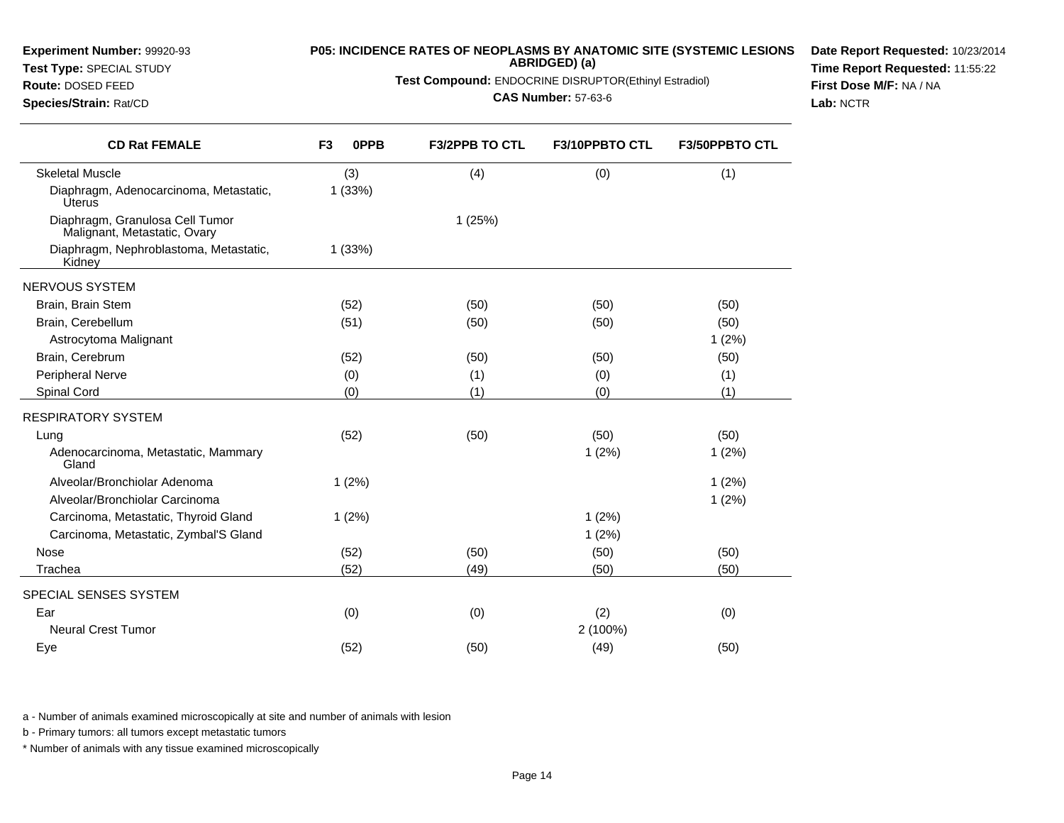**Experiment Number:** 99920-93
**Test Type:** SPECIAL STUDY
**Route:** DOSED FEED
**Species/Strain:** Rat/CD

**P05: INCIDENCE RATES OF NEOPLASMS BY ANATOMIC SITE (SYSTEMIC LESIONS ABRIDGED) (a)**

**Test Compound:** ENDOCRINE DISRUPTOR(Ethinyl Estradiol)

**CAS Number:** 57-63-6

**Date Report Requested:** 10/23/2014
**Time Report Requested:** 11:55:22
**First Dose M/F:** NA / NA
**Lab:** NCTR

| CD Rat FEMALE | F3 0PPB | F3/2PPB TO CTL | F3/10PPBTO CTL | F3/50PPBTO CTL |
|---|---|---|---|---|
| Skeletal Muscle | (3) | (4) | (0) | (1) |
| Diaphragm, Adenocarcinoma, Metastatic, Uterus | 1 (33%) | | | |
| Diaphragm, Granulosa Cell Tumor Malignant, Metastatic, Ovary | | 1 (25%) | | |
| Diaphragm, Nephroblastoma, Metastatic, Kidney | 1 (33%) | | | |
| NERVOUS SYSTEM | | | | |
| Brain, Brain Stem | (52) | (50) | (50) | (50) |
| Brain, Cerebellum | (51) | (50) | (50) | (50) |
| Astrocytoma Malignant | | | | 1 (2%) |
| Brain, Cerebrum | (52) | (50) | (50) | (50) |
| Peripheral Nerve | (0) | (1) | (0) | (1) |
| Spinal Cord | (0) | (1) | (0) | (1) |
| RESPIRATORY SYSTEM | | | | |
| Lung | (52) | (50) | (50) | (50) |
| Adenocarcinoma, Metastatic, Mammary Gland | | | 1 (2%) | 1 (2%) |
| Alveolar/Bronchiolar Adenoma | 1 (2%) | | | 1 (2%) |
| Alveolar/Bronchiolar Carcinoma | | | | 1 (2%) |
| Carcinoma, Metastatic, Thyroid Gland | 1 (2%) | | 1 (2%) | |
| Carcinoma, Metastatic, Zymbal'S Gland | | | 1 (2%) | |
| Nose | (52) | (50) | (50) | (50) |
| Trachea | (52) | (49) | (50) | (50) |
| SPECIAL SENSES SYSTEM | | | | |
| Ear | (0) | (0) | (2) | (0) |
| Neural Crest Tumor | | | 2 (100%) | |
| Eye | (52) | (50) | (49) | (50) |

a - Number of animals examined microscopically at site and number of animals with lesion

b - Primary tumors: all tumors except metastatic tumors

* Number of animals with any tissue examined microscopically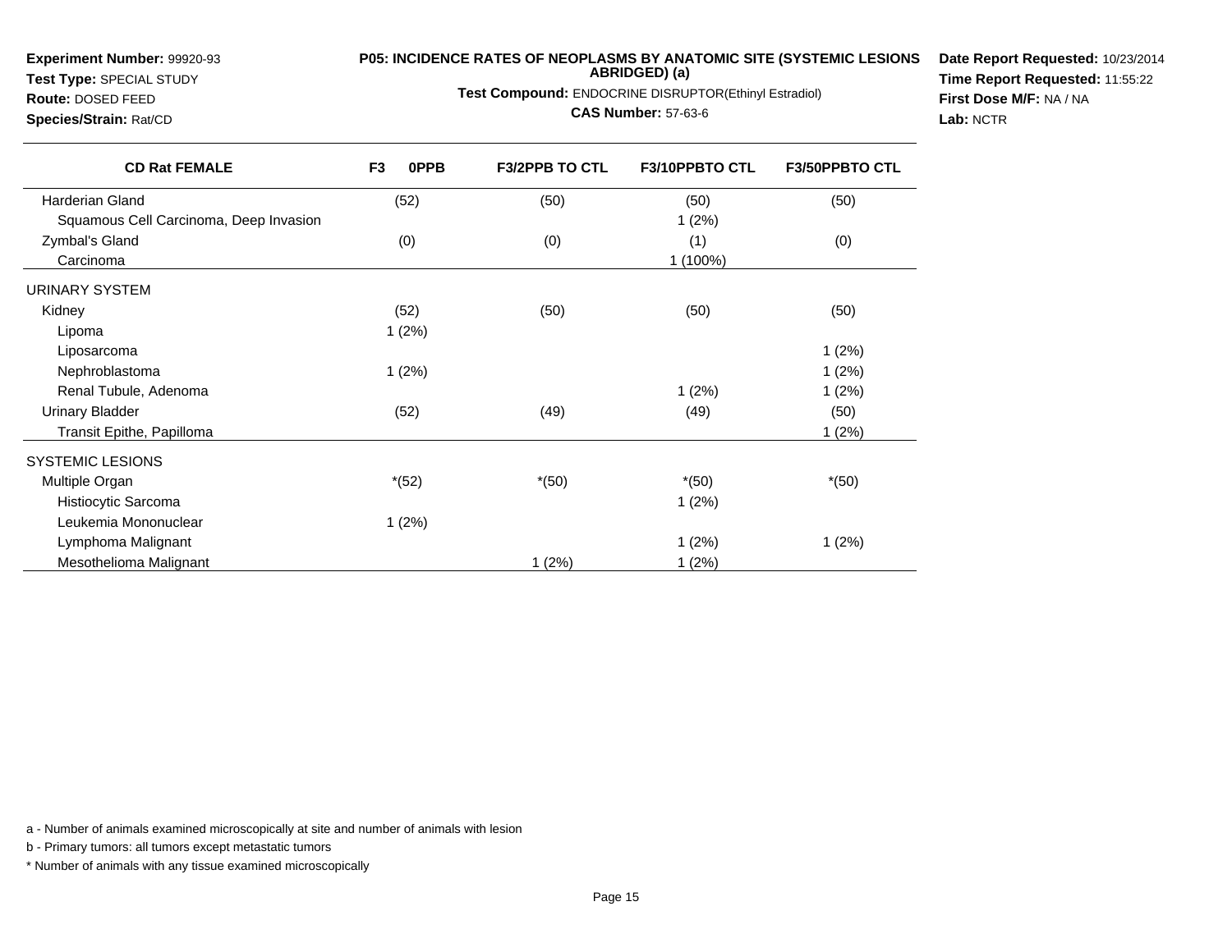**Experiment Number:** 99920-93
**Test Type:** SPECIAL STUDY
**Route:** DOSED FEED
**Species/Strain:** Rat/CD

**P05: INCIDENCE RATES OF NEOPLASMS BY ANATOMIC SITE (SYSTEMIC LESIONS ABRIDGED) (a)**

**Test Compound:** ENDOCRINE DISRUPTOR(Ethinyl Estradiol)

**CAS Number:** 57-63-6

**Date Report Requested:** 10/23/2014
**Time Report Requested:** 11:55:22
**First Dose M/F:** NA / NA
**Lab:** NCTR

| CD Rat FEMALE | F3 0PPB | F3/2PPB TO CTL | F3/10PPBTO CTL | F3/50PPBTO CTL |
|---|---|---|---|---|
| Harderian Gland | (52) | (50) | (50) | (50) |
| Squamous Cell Carcinoma, Deep Invasion | | | 1 (2%) | |
| Zymbal's Gland | (0) | (0) | (1) | (0) |
| Carcinoma | | | 1 (100%) | |
| URINARY SYSTEM | | | | |
| Kidney | (52) | (50) | (50) | (50) |
| Lipoma | 1 (2%) | | | |
| Liposarcoma | | | | 1 (2%) |
| Nephroblastoma | 1 (2%) | | | 1 (2%) |
| Renal Tubule, Adenoma | | | 1 (2%) | 1 (2%) |
| Urinary Bladder | (52) | (49) | (49) | (50) |
| Transit Epithe, Papilloma | | | | 1 (2%) |
| SYSTEMIC LESIONS | | | | |
| Multiple Organ | *(52) | *(50) | *(50) | *(50) |
| Histiocytic Sarcoma | | | 1 (2%) | |
| Leukemia Mononuclear | 1 (2%) | | | |
| Lymphoma Malignant | | | 1 (2%) | 1 (2%) |
| Mesothelioma Malignant | | 1 (2%) | 1 (2%) | |

a - Number of animals examined microscopically at site and number of animals with lesion

b - Primary tumors: all tumors except metastatic tumors

* Number of animals with any tissue examined microscopically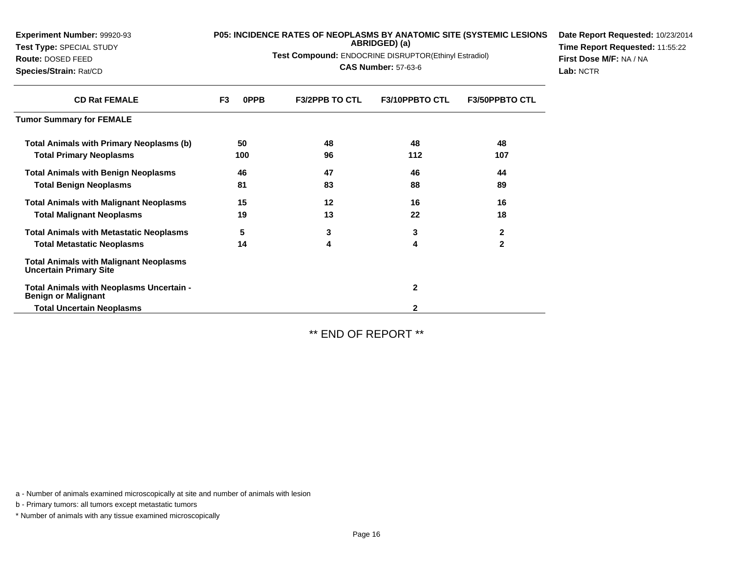**Experiment Number:** 99920-93
**Test Type:** SPECIAL STUDY
**Route:** DOSED FEED
**Species/Strain:** Rat/CD

**P05: INCIDENCE RATES OF NEOPLASMS BY ANATOMIC SITE (SYSTEMIC LESIONS ABRIDGED) (a)**

**Test Compound:** ENDOCRINE DISRUPTOR(Ethinyl Estradiol)

**CAS Number:** 57-63-6

**Date Report Requested:** 10/23/2014
**Time Report Requested:** 11:55:22
**First Dose M/F:** NA / NA
**Lab:** NCTR

| CD Rat FEMALE | F3 0PPB | F3/2PPB TO CTL | F3/10PPBTO CTL | F3/50PPBTO CTL |
|---|---|---|---|---|
| **Tumor Summary for FEMALE** | | | | |
| **Total Animals with Primary Neoplasms (b)** | 50 | 48 | 48 | 48 |
| **Total Primary Neoplasms** | 100 | 96 | 112 | 107 |
| **Total Animals with Benign Neoplasms** | 46 | 47 | 46 | 44 |
| **Total Benign Neoplasms** | 81 | 83 | 88 | 89 |
| **Total Animals with Malignant Neoplasms** | 15 | 12 | 16 | 16 |
| **Total Malignant Neoplasms** | 19 | 13 | 22 | 18 |
| **Total Animals with Metastatic Neoplasms** | 5 | 3 | 3 | 2 |
| **Total Metastatic Neoplasms** | 14 | 4 | 4 | 2 |
| **Total Animals with Malignant Neoplasms Uncertain Primary Site** | | | | |
| **Total Animals with Neoplasms Uncertain - Benign or Malignant** | | | 2 | |
| **Total Uncertain Neoplasms** | | | 2 | |

** END OF REPORT **

a - Number of animals examined microscopically at site and number of animals with lesion

b - Primary tumors: all tumors except metastatic tumors

* Number of animals with any tissue examined microscopically